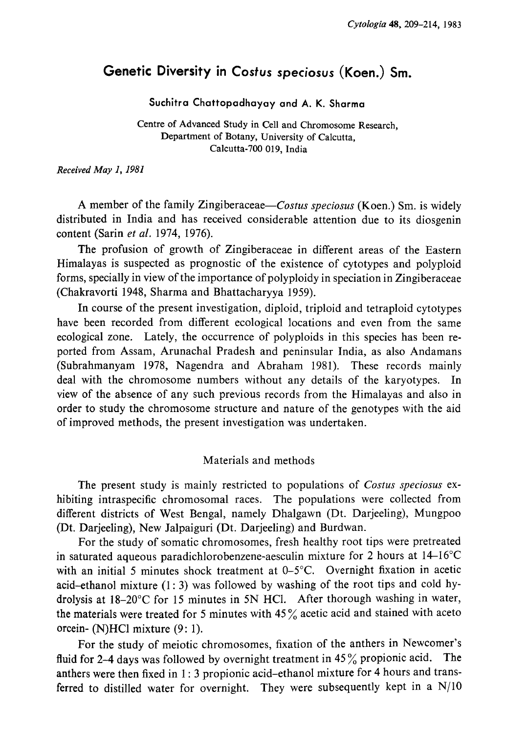# Genetic Diversity in *Costus speciosus* (Koen.) Sm.

Suchitra Chattopadhayay and A. K. Sharma

Centre of Advanced Study in Cell and Chromosome Research, Department of Botany, University of Calcutta, Calcutta-700 019, India

*Received May 1, 1981*

A member of the family Zingiberaceae—*Costus speciosus* (Koen.) Sm. is widely distributed in India and has received considerable attention due to its diosgenin content (Sarin *et al.* 1974, 1976).

The profusion of growth of Zingiberaceae in different areas of the Eastern Himalayas is suspected as prognostic of the existence of cytotypes and polyploid forms, specially in view of the importance of polyploidy in speciation in Zingiberaceae (Chakravorti 1948, Sharma and Bhattacharyya 1959).

In course of the present investigation, diploid, triploid and tetraploid cytotypes have been recorded from different ecological locations and even from the same ecological zone. Lately, the occurrence of polyploids in this species has been reported from Assam, Arunachal Pradesh and peninsular India, as also Andamans (Subrahmanyam 1978, Nagendra and Abraham 1981). These records mainly deal with the chromosome numbers without any details of the karyotypes. In view of the absence of any such previous records from the Himalayas and also in order to study the chromosome structure and nature of the genotypes with the aid of improved methods, the present investigation was undertaken.

## Materials and methods

The present study is mainly restricted to populations of *Costus speciosus* exhibiting intraspecific chromosomal races. The populations were collected from different districts of West Bengal, namely Dhalgawn (Dt. Darjeeling), Mungpoo (Dt. Darjeeling), New Jalpaiguri (Dt. Darjeeling) and Burdwan.

For the study of somatic chromosomes, fresh healthy root tips were pretreated in saturated aqueous paradichlorobenzene-aesculin mixture for 2 hours at 14–16°C with an initial 5 minutes shock treatment at 0–5°C. Overnight fixation in acetic acid–ethanol mixture (1: 3) was followed by washing of the root tips and cold hydrolysis at 18–20°C for 15 minutes in 5N HCl. After thorough washing in water, the materials were treated for 5 minutes with 45% acetic acid and stained with aceto orcein- (N)HCl mixture (9: 1).

For the study of meiotic chromosomes, fixation of the anthers in Newcomer's fluid for 2–4 days was followed by overnight treatment in 45% propionic acid. The anthers were then fixed in 1: 3 propionic acid–ethanol mixture for 4 hours and transferred to distilled water for overnight. They were subsequently kept in a N/10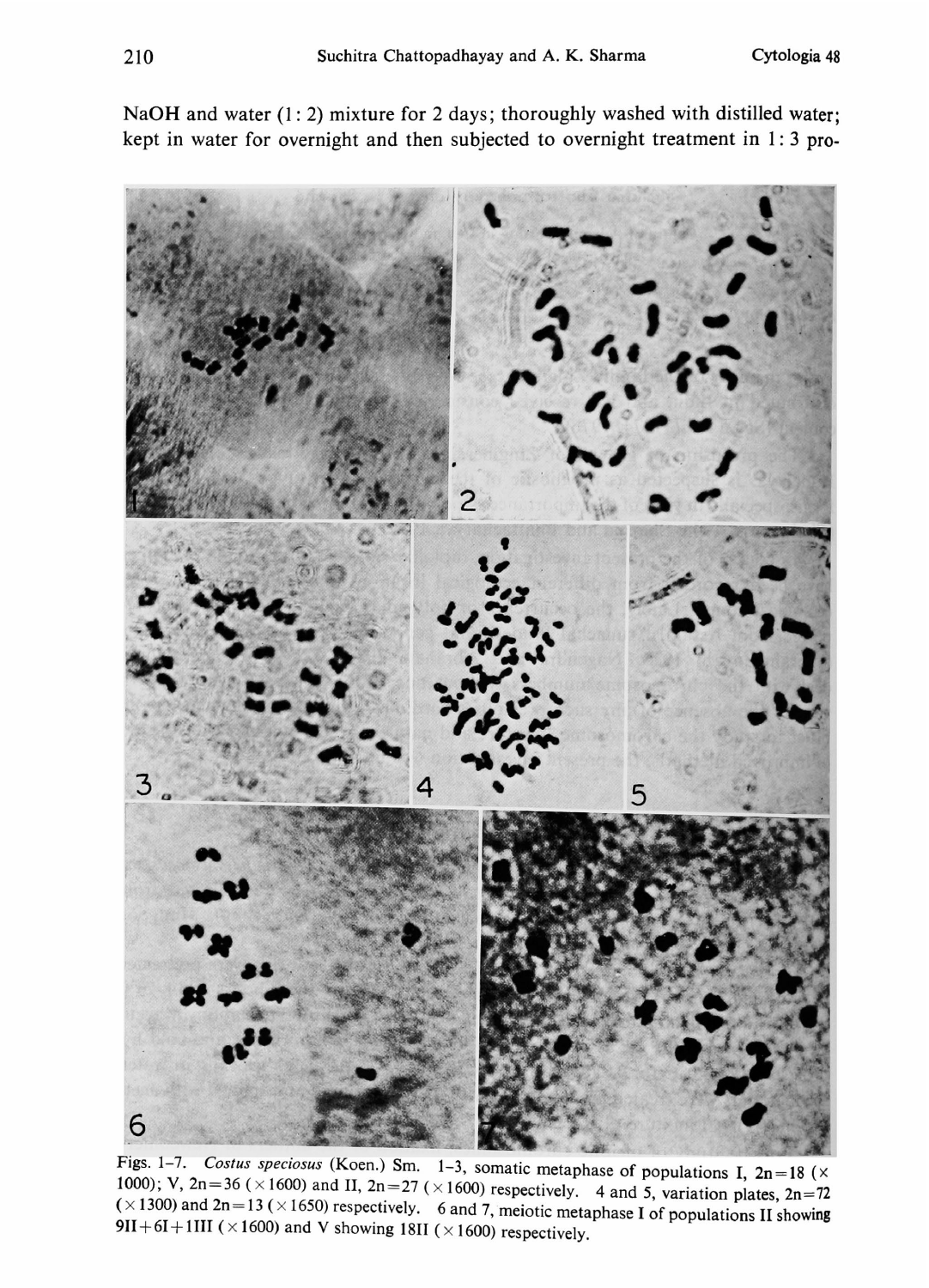NaOH and water (1: 2) mixture for 2 days; thoroughly washed with distilled water; kept in water for overnight and then subjected to overnight treatment in 1: 3 pro-

Figs. 1–7. *Costus speciosus* (Koen.) Sm. 1–3, somatic metaphase of populations I, 2n=18 (×1000); V, 2n=36 (×1600) and II, 2n=27 (×1600) respectively. 4 and 5, variation plates, 2n=72 (×1300) and 2n=13 (×1650) respectively. 6 and 7, meiotic metaphase I of populations II showing 9II+6I+1III (×1600) and V showing 18II (×1600) respectively.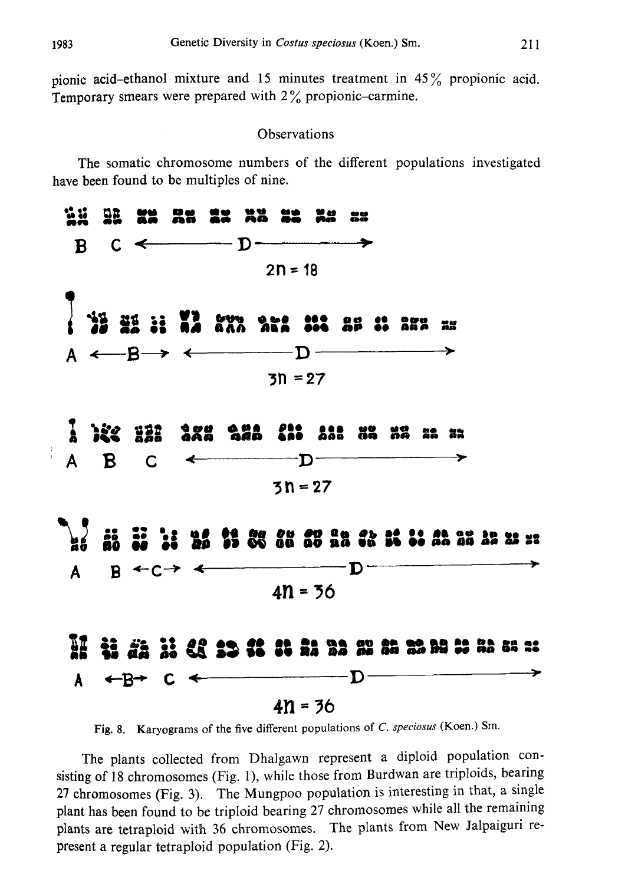pionic acid–ethanol mixture and 15 minutes treatment in 45% propionic acid. Temporary smears were prepared with 2% propionic–carmine.

## Observations

The somatic chromosome numbers of the different populations investigated have been found to be multiples of nine.

Fig. 8. Karyograms of the five different populations of *C. speciosus* (Koen.) Sm.

The plants collected from Dhalgawn represent a diploid population consisting of 18 chromosomes (Fig. 1), while those from Burdwan are triploids, bearing 27 chromosomes (Fig. 3). The Mungpoo population is interesting in that, a single plant has been found to be triploid bearing 27 chromosomes while all the remaining plants are tetraploid with 36 chromosomes. The plants from New Jalpaiguri represent a regular tetraploid population (Fig. 2).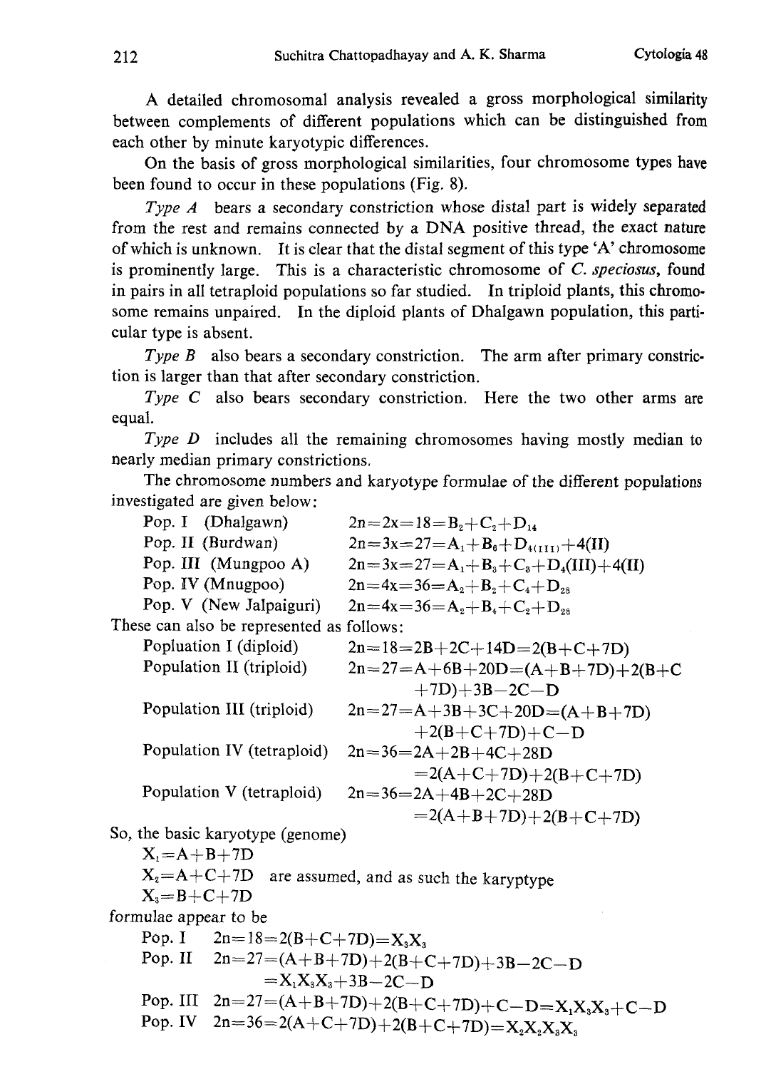A detailed chromosomal analysis revealed a gross morphological similarity between complements of different populations which can be distinguished from each other by minute karyotypic differences.

On the basis of gross morphological similarities, four chromosome types have been found to occur in these populations (Fig. 8).

*Type A* bears a secondary constriction whose distal part is widely separated from the rest and remains connected by a DNA positive thread, the exact nature of which is unknown. It is clear that the distal segment of this type 'A' chromosome is prominently large. This is a characteristic chromosome of *C. speciosus*, found in pairs in all tetraploid populations so far studied. In triploid plants, this chromosome remains unpaired. In the diploid plants of Dhalgawn population, this particular type is absent.

*Type B* also bears a secondary constriction. The arm after primary constriction is larger than that after secondary constriction.

*Type C* also bears secondary constriction. Here the two other arms are equal.

*Type D* includes all the remaining chromosomes having mostly median to nearly median primary constrictions.

The chromosome numbers and karyotype formulae of the different populations investigated are given below:

Pop. I (Dhalgawn) $2n=2x=18=B_2+C_2+D_{14}$

Pop. II (Burdwan) $2n=3x=27=A_1+B_6+D_{4(III)}+4(II)$

Pop. III (Mungpoo A) $2n=3x=27=A_1+B_3+C_3+D_4(III)+4(II)$

Pop. IV (Mnugpoo) $2n=4x=36=A_2+B_2+C_4+D_{28}$

Pop. V (New Jalpaiguri) $2n=4x=36=A_2+B_4+C_2+D_{28}$

These can also be represented as follows:

Popluation I (diploid) $2n=18=2B+2C+14D=2(B+C+7D)$

Population II (triploid) $2n=27=A+6B+20D=(A+B+7D)+2(B+C+7D)+3B-2C-D$

Population III (triploid) $2n=27=A+3B+3C+20D=(A+B+7D)+2(B+C+7D)+C-D$

Population IV (tetraploid) $2n=36=2A+2B+4C+28D=2(A+C+7D)+2(B+C+7D)$

Population V (tetraploid) $2n=36=2A+4B+2C+28D=2(A+B+7D)+2(B+C+7D)$

So, the basic karyotype (genome)

$X_1=A+B+7D$

$X_2=A+C+7D$ are assumed, and as such the karyptype

$X_3=B+C+7D$

formulae appear to be

Pop. I $2n=18=2(B+C+7D)=X_3X_3$

Pop. II $2n=27=(A+B+7D)+2(B+C+7D)+3B-2C-D=X_1X_3X_3+3B-2C-D$

Pop. III $2n=27=(A+B+7D)+2(B+C+7D)+C-D=X_1X_3X_3+C-D$

Pop. IV $2n=36=2(A+C+7D)+2(B+C+7D)=X_2X_2X_3X_3$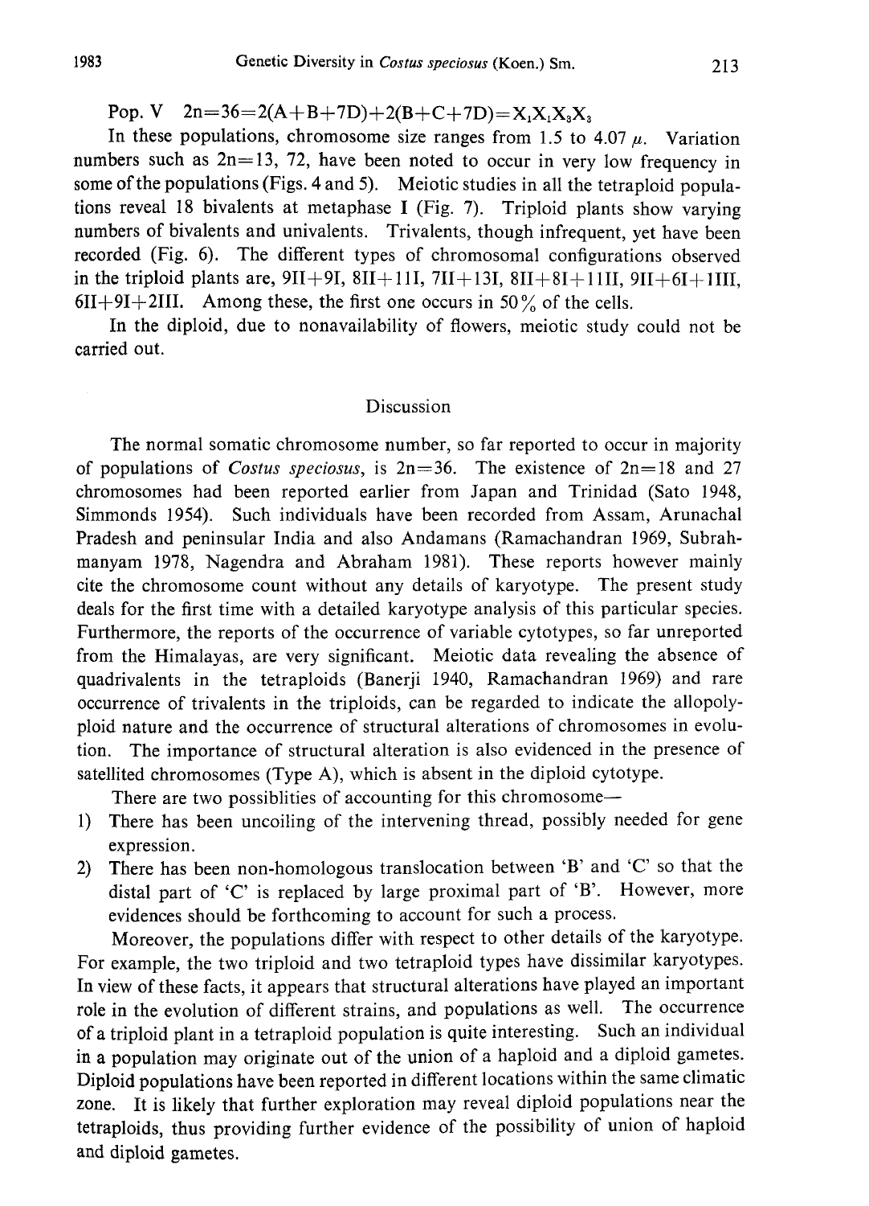Pop. V $2n=36=2(A+B+7D)+2(B+C+7D)=X_1X_1X_3X_3$

In these populations, chromosome size ranges from 1.5 to 4.07 $\mu$. Variation numbers such as $2n=13$, 72, have been noted to occur in very low frequency in some of the populations (Figs. 4 and 5). Meiotic studies in all the tetraploid populations reveal 18 bivalents at metaphase I (Fig. 7). Triploid plants show varying numbers of bivalents and univalents. Trivalents, though infrequent, yet have been recorded (Fig. 6). The different types of chromosomal configurations observed in the triploid plants are, 9II+9I, 8II+11I, 7II+13I, 8II+8I+1III, 9II+6I+1III, 6II+9I+2III. Among these, the first one occurs in 50% of the cells.

In the diploid, due to nonavailability of flowers, meiotic study could not be carried out.

## Discussion

The normal somatic chromosome number, so far reported to occur in majority of populations of *Costus speciosus*, is $2n=36$. The existence of $2n=18$ and 27 chromosomes had been reported earlier from Japan and Trinidad (Sato 1948, Simmonds 1954). Such individuals have been recorded from Assam, Arunachal Pradesh and peninsular India and also Andamans (Ramachandran 1969, Subrahmanyam 1978, Nagendra and Abraham 1981). These reports however mainly cite the chromosome count without any details of karyotype. The present study deals for the first time with a detailed karyotype analysis of this particular species. Furthermore, the reports of the occurrence of variable cytotypes, so far unreported from the Himalayas, are very significant. Meiotic data revealing the absence of quadrivalents in the tetraploids (Banerji 1940, Ramachandran 1969) and rare occurrence of trivalents in the triploids, can be regarded to indicate the allopolyploid nature and the occurrence of structural alterations of chromosomes in evolution. The importance of structural alteration is also evidenced in the presence of satellited chromosomes (Type A), which is absent in the diploid cytotype.

There are two possiblities of accounting for this chromosome—

1) There has been uncoiling of the intervening thread, possibly needed for gene expression.
2) There has been non-homologous translocation between 'B' and 'C' so that the distal part of 'C' is replaced by large proximal part of 'B'. However, more evidences should be forthcoming to account for such a process.

Moreover, the populations differ with respect to other details of the karyotype. For example, the two triploid and two tetraploid types have dissimilar karyotypes. In view of these facts, it appears that structural alterations have played an important role in the evolution of different strains, and populations as well. The occurrence of a triploid plant in a tetraploid population is quite interesting. Such an individual in a population may originate out of the union of a haploid and a diploid gametes. Diploid populations have been reported in different locations within the same climatic zone. It is likely that further exploration may reveal diploid populations near the tetraploids, thus providing further evidence of the possibility of union of haploid and diploid gametes.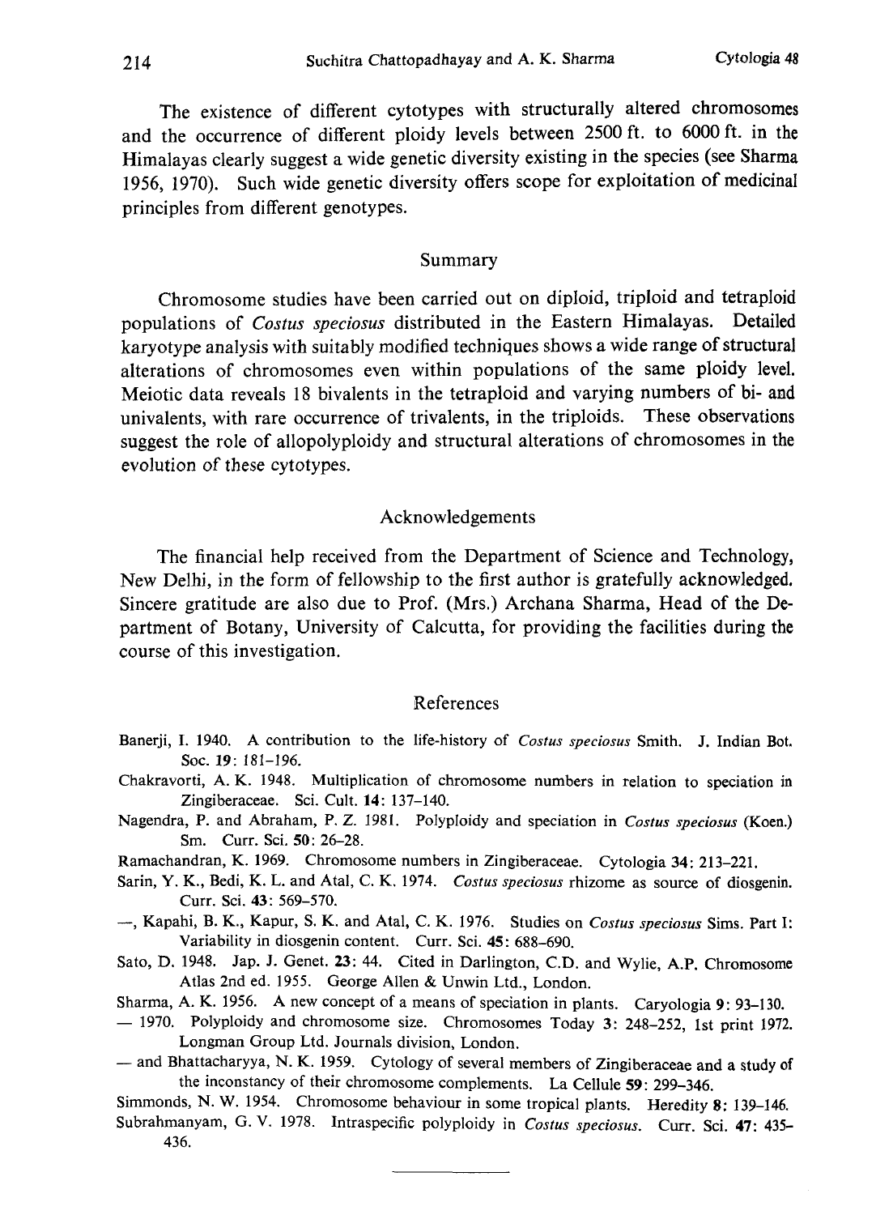The existence of different cytotypes with structurally altered chromosomes and the occurrence of different ploidy levels between 2500 ft. to 6000 ft. in the Himalayas clearly suggest a wide genetic diversity existing in the species (see Sharma 1956, 1970). Such wide genetic diversity offers scope for exploitation of medicinal principles from different genotypes.

## Summary

Chromosome studies have been carried out on diploid, triploid and tetraploid populations of *Costus speciosus* distributed in the Eastern Himalayas. Detailed karyotype analysis with suitably modified techniques shows a wide range of structural alterations of chromosomes even within populations of the same ploidy level. Meiotic data reveals 18 bivalents in the tetraploid and varying numbers of bi- and univalents, with rare occurrence of trivalents, in the triploids. These observations suggest the role of allopolyploidy and structural alterations of chromosomes in the evolution of these cytotypes.

## Acknowledgements

The financial help received from the Department of Science and Technology, New Delhi, in the form of fellowship to the first author is gratefully acknowledged. Sincere gratitude are also due to Prof. (Mrs.) Archana Sharma, Head of the Department of Botany, University of Calcutta, for providing the facilities during the course of this investigation.

## References

Banerji, I. 1940. A contribution to the life-history of *Costus speciosus* Smith. J. Indian Bot. Soc. **19**: 181–196.

Chakravorti, A. K. 1948. Multiplication of chromosome numbers in relation to speciation in Zingiberaceae. Sci. Cult. **14**: 137–140.

Nagendra, P. and Abraham, P. Z. 1981. Polyploidy and speciation in *Costus speciosus* (Koen.) Sm. Curr. Sci. **50**: 26–28.

Ramachandran, K. 1969. Chromosome numbers in Zingiberaceae. Cytologia **34**: 213–221.

Sarin, Y. K., Bedi, K. L. and Atal, C. K. 1974. *Costus speciosus* rhizome as source of diosgenin. Curr. Sci. **43**: 569–570.

—, Kapahi, B. K., Kapur, S. K. and Atal, C. K. 1976. Studies on *Costus speciosus* Sims. Part I: Variability in diosgenin content. Curr. Sci. **45**: 688–690.

Sato, D. 1948. Jap. J. Genet. **23**: 44. Cited in Darlington, C.D. and Wylie, A.P. Chromosome Atlas 2nd ed. 1955. George Allen & Unwin Ltd., London.

Sharma, A. K. 1956. A new concept of a means of speciation in plants. Caryologia **9**: 93–130.

— 1970. Polyploidy and chromosome size. Chromosomes Today **3**: 248–252, 1st print 1972. Longman Group Ltd. Journals division, London.

— and Bhattacharyya, N. K. 1959. Cytology of several members of Zingiberaceae and a study of the inconstancy of their chromosome complements. La Cellule **59**: 299–346.

Simmonds, N. W. 1954. Chromosome behaviour in some tropical plants. Heredity **8**: 139–146.

Subrahmanyam, G. V. 1978. Intraspecific polyploidy in *Costus speciosus*. Curr. Sci. **47**: 435–436.